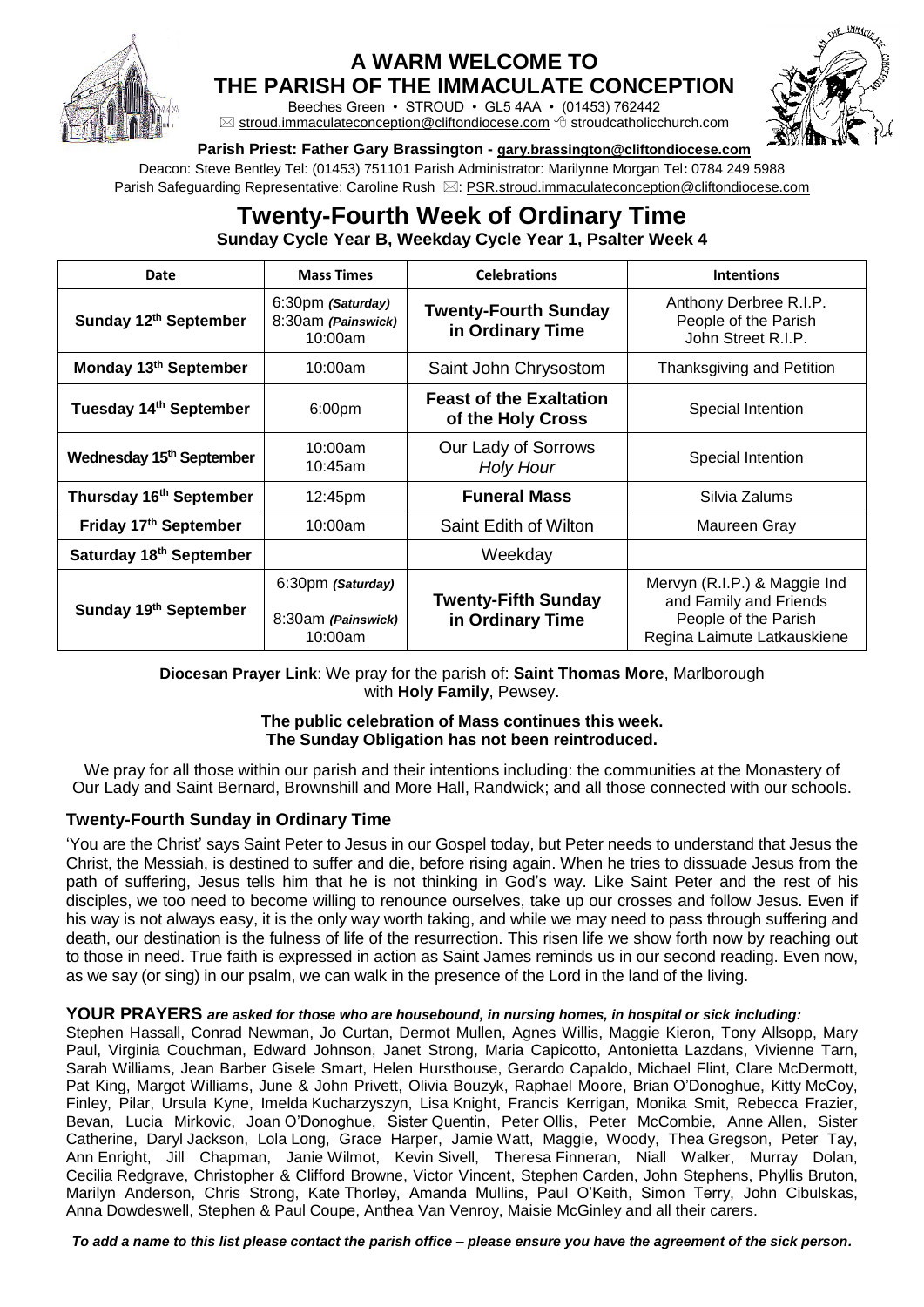# A WARM WELCOME TO THE PARISH OF THE IMMACULATE CONCEPTION

Beeches Green • STROUD • GL5 4AA • (01453) 762442
stroud.immaculateconception@cliftondiocese.com stroudcatholicchurch.com

**Parish Priest: Father Gary Brassington - gary.brassington@cliftondiocese.com**

Deacon: Steve Bentley Tel: (01453) 751101 Parish Administrator: Marilynne Morgan Tel**:** 0784 249 5988
Parish Safeguarding Representative: Caroline Rush : PSR.stroud.immaculateconception@cliftondiocese.com

## Twenty-Fourth Week of Ordinary Time

**Sunday Cycle Year B, Weekday Cycle Year 1, Psalter Week 4**

| Date | Mass Times | Celebrations | Intentions |
|---|---|---|---|
| Sunday 12th September | 6:30pm *(Saturday)*<br>8:30am *(Painswick)*<br>10:00am | **Twenty-Fourth Sunday in Ordinary Time** | Anthony Derbree R.I.P.<br>People of the Parish<br>John Street R.I.P. |
| Monday 13th September | 10:00am | Saint John Chrysostom | Thanksgiving and Petition |
| Tuesday 14th September | 6:00pm | **Feast of the Exaltation of the Holy Cross** | Special Intention |
| Wednesday 15th September | 10:00am<br>10:45am | Our Lady of Sorrows<br>*Holy Hour* | Special Intention |
| Thursday 16th September | 12:45pm | **Funeral Mass** | Silvia Zalums |
| Friday 17th September | 10:00am | Saint Edith of Wilton | Maureen Gray |
| Saturday 18th September | | Weekday | |
| Sunday 19th September | 6:30pm *(Saturday)*<br>8:30am *(Painswick)*<br>10:00am | **Twenty-Fifth Sunday in Ordinary Time** | Mervyn (R.I.P.) & Maggie Ind and Family and Friends<br>People of the Parish<br>Regina Laimute Latkauskiene |

**Diocesan Prayer Link**: We pray for the parish of: **Saint Thomas More**, Marlborough with **Holy Family**, Pewsey.

**The public celebration of Mass continues this week.**
**The Sunday Obligation has not been reintroduced.**

We pray for all those within our parish and their intentions including: the communities at the Monastery of Our Lady and Saint Bernard, Brownshill and More Hall, Randwick; and all those connected with our schools.

### Twenty-Fourth Sunday in Ordinary Time

'You are the Christ' says Saint Peter to Jesus in our Gospel today, but Peter needs to understand that Jesus the Christ, the Messiah, is destined to suffer and die, before rising again. When he tries to dissuade Jesus from the path of suffering, Jesus tells him that he is not thinking in God's way. Like Saint Peter and the rest of his disciples, we too need to become willing to renounce ourselves, take up our crosses and follow Jesus. Even if his way is not always easy, it is the only way worth taking, and while we may need to pass through suffering and death, our destination is the fulness of life of the resurrection. This risen life we show forth now by reaching out to those in need. True faith is expressed in action as Saint James reminds us in our second reading. Even now, as we say (or sing) in our psalm, we can walk in the presence of the Lord in the land of the living.

**YOUR PRAYERS** ***are asked for those who are housebound, in nursing homes, in hospital or sick including:***
Stephen Hassall, Conrad Newman, Jo Curtan, Dermot Mullen, Agnes Willis, Maggie Kieron, Tony Allsopp, Mary Paul, Virginia Couchman, Edward Johnson, Janet Strong, Maria Capicotto, Antonietta Lazdans, Vivienne Tarn, Sarah Williams, Jean Barber Gisele Smart, Helen Hursthouse, Gerardo Capaldo, Michael Flint, Clare McDermott, Pat King, Margot Williams, June & John Privett, Olivia Bouzyk, Raphael Moore, Brian O'Donoghue, Kitty McCoy, Finley, Pilar, Ursula Kyne, Imelda Kucharzyszyn, Lisa Knight, Francis Kerrigan, Monika Smit, Rebecca Frazier, Bevan, Lucia Mirkovic, Joan O'Donoghue, Sister Quentin, Peter Ollis, Peter McCombie, Anne Allen, Sister Catherine, Daryl Jackson, Lola Long, Grace Harper, Jamie Watt, Maggie, Woody, Thea Gregson, Peter Tay, Ann Enright, Jill Chapman, Janie Wilmot, Kevin Sivell, Theresa Finneran, Niall Walker, Murray Dolan, Cecilia Redgrave, Christopher & Clifford Browne, Victor Vincent, Stephen Carden, John Stephens, Phyllis Bruton, Marilyn Anderson, Chris Strong, Kate Thorley, Amanda Mullins, Paul O'Keith, Simon Terry, John Cibulskas, Anna Dowdeswell, Stephen & Paul Coupe, Anthea Van Venroy, Maisie McGinley and all their carers.

***To add a name to this list please contact the parish office – please ensure you have the agreement of the sick person.***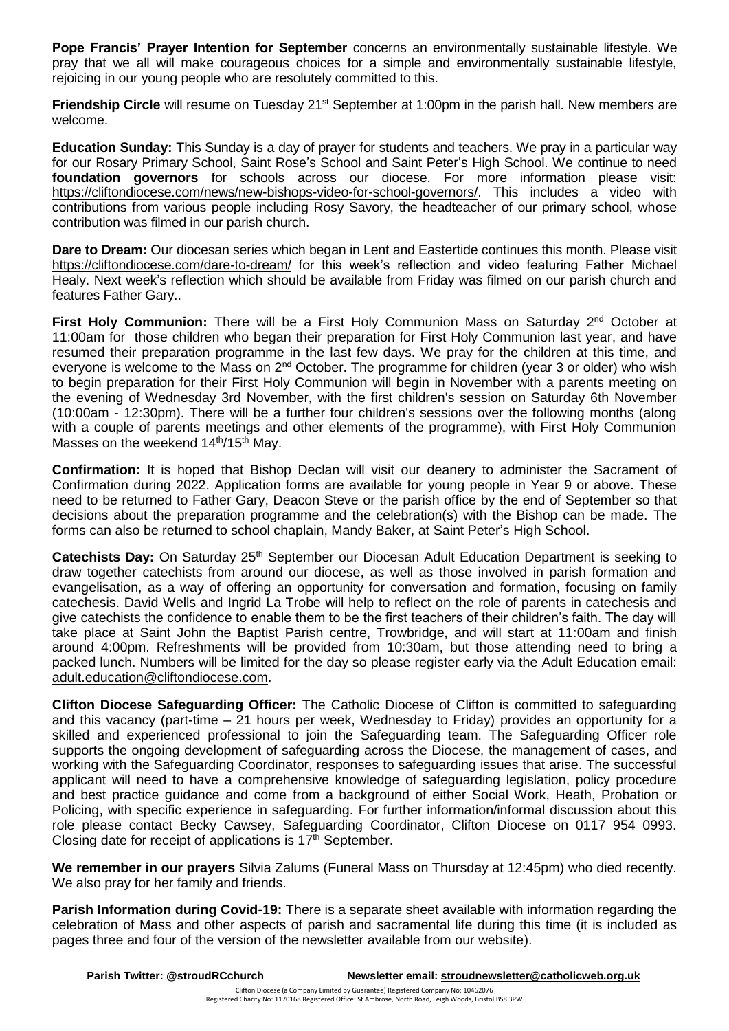**Pope Francis' Prayer Intention for September** concerns an environmentally sustainable lifestyle. We pray that we all will make courageous choices for a simple and environmentally sustainable lifestyle, rejoicing in our young people who are resolutely committed to this.

**Friendship Circle** will resume on Tuesday 21st September at 1:00pm in the parish hall. New members are welcome.

**Education Sunday:** This Sunday is a day of prayer for students and teachers. We pray in a particular way for our Rosary Primary School, Saint Rose's School and Saint Peter's High School. We continue to need **foundation governors** for schools across our diocese. For more information please visit: https://cliftondiocese.com/news/new-bishops-video-for-school-governors/. This includes a video with contributions from various people including Rosy Savory, the headteacher of our primary school, whose contribution was filmed in our parish church.

**Dare to Dream:** Our diocesan series which began in Lent and Eastertide continues this month. Please visit https://cliftondiocese.com/dare-to-dream/ for this week's reflection and video featuring Father Michael Healy. Next week's reflection which should be available from Friday was filmed on our parish church and features Father Gary..

**First Holy Communion:** There will be a First Holy Communion Mass on Saturday 2nd October at 11:00am for those children who began their preparation for First Holy Communion last year, and have resumed their preparation programme in the last few days. We pray for the children at this time, and everyone is welcome to the Mass on 2nd October. The programme for children (year 3 or older) who wish to begin preparation for their First Holy Communion will begin in November with a parents meeting on the evening of Wednesday 3rd November, with the first children's session on Saturday 6th November (10:00am - 12:30pm). There will be a further four children's sessions over the following months (along with a couple of parents meetings and other elements of the programme), with First Holy Communion Masses on the weekend 14th/15th May.

**Confirmation:** It is hoped that Bishop Declan will visit our deanery to administer the Sacrament of Confirmation during 2022. Application forms are available for young people in Year 9 or above. These need to be returned to Father Gary, Deacon Steve or the parish office by the end of September so that decisions about the preparation programme and the celebration(s) with the Bishop can be made. The forms can also be returned to school chaplain, Mandy Baker, at Saint Peter's High School.

**Catechists Day:** On Saturday 25th September our Diocesan Adult Education Department is seeking to draw together catechists from around our diocese, as well as those involved in parish formation and evangelisation, as a way of offering an opportunity for conversation and formation, focusing on family catechesis. David Wells and Ingrid La Trobe will help to reflect on the role of parents in catechesis and give catechists the confidence to enable them to be the first teachers of their children's faith. The day will take place at Saint John the Baptist Parish centre, Trowbridge, and will start at 11:00am and finish around 4:00pm. Refreshments will be provided from 10:30am, but those attending need to bring a packed lunch. Numbers will be limited for the day so please register early via the Adult Education email: adult.education@cliftondiocese.com.

**Clifton Diocese Safeguarding Officer:** The Catholic Diocese of Clifton is committed to safeguarding and this vacancy (part-time – 21 hours per week, Wednesday to Friday) provides an opportunity for a skilled and experienced professional to join the Safeguarding team. The Safeguarding Officer role supports the ongoing development of safeguarding across the Diocese, the management of cases, and working with the Safeguarding Coordinator, responses to safeguarding issues that arise. The successful applicant will need to have a comprehensive knowledge of safeguarding legislation, policy procedure and best practice guidance and come from a background of either Social Work, Heath, Probation or Policing, with specific experience in safeguarding. For further information/informal discussion about this role please contact Becky Cawsey, Safeguarding Coordinator, Clifton Diocese on 0117 954 0993. Closing date for receipt of applications is 17th September.

**We remember in our prayers** Silvia Zalums (Funeral Mass on Thursday at 12:45pm) who died recently. We also pray for her family and friends.

**Parish Information during Covid-19:** There is a separate sheet available with information regarding the celebration of Mass and other aspects of parish and sacramental life during this time (it is included as pages three and four of the version of the newsletter available from our website).

**Parish Twitter: @stroudRCchurch** **Newsletter email: stroudnewsletter@catholicweb.org.uk**

Clifton Diocese (a Company Limited by Guarantee) Registered Company No: 10462076
Registered Charity No: 1170168 Registered Office: St Ambrose, North Road, Leigh Woods, Bristol BS8 3PW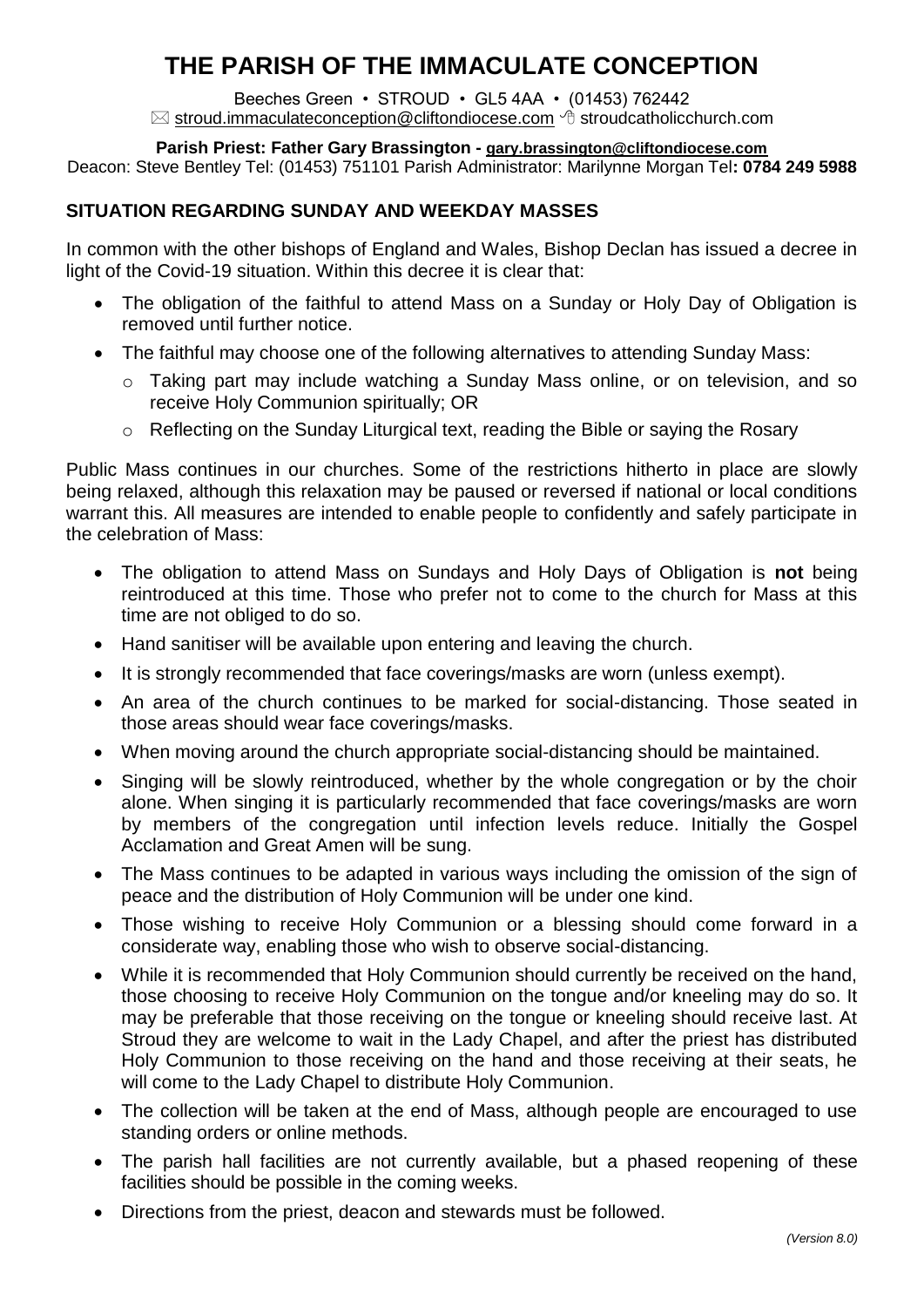# THE PARISH OF THE IMMACULATE CONCEPTION

Beeches Green • STROUD • GL5 4AA • (01453) 762442
✉ stroud.immaculateconception@cliftondiocese.com 🖰 stroudcatholicchurch.com

**Parish Priest: Father Gary Brassington - gary.brassington@cliftondiocese.com**
Deacon: Steve Bentley Tel: (01453) 751101 Parish Administrator: Marilynne Morgan Tel**: 0784 249 5988**

## SITUATION REGARDING SUNDAY AND WEEKDAY MASSES

In common with the other bishops of England and Wales, Bishop Declan has issued a decree in light of the Covid-19 situation. Within this decree it is clear that:

- The obligation of the faithful to attend Mass on a Sunday or Holy Day of Obligation is removed until further notice.
- The faithful may choose one of the following alternatives to attending Sunday Mass:
  - Taking part may include watching a Sunday Mass online, or on television, and so receive Holy Communion spiritually; OR
  - Reflecting on the Sunday Liturgical text, reading the Bible or saying the Rosary

Public Mass continues in our churches. Some of the restrictions hitherto in place are slowly being relaxed, although this relaxation may be paused or reversed if national or local conditions warrant this. All measures are intended to enable people to confidently and safely participate in the celebration of Mass:

- The obligation to attend Mass on Sundays and Holy Days of Obligation is **not** being reintroduced at this time. Those who prefer not to come to the church for Mass at this time are not obliged to do so.
- Hand sanitiser will be available upon entering and leaving the church.
- It is strongly recommended that face coverings/masks are worn (unless exempt).
- An area of the church continues to be marked for social-distancing. Those seated in those areas should wear face coverings/masks.
- When moving around the church appropriate social-distancing should be maintained.
- Singing will be slowly reintroduced, whether by the whole congregation or by the choir alone. When singing it is particularly recommended that face coverings/masks are worn by members of the congregation until infection levels reduce. Initially the Gospel Acclamation and Great Amen will be sung.
- The Mass continues to be adapted in various ways including the omission of the sign of peace and the distribution of Holy Communion will be under one kind.
- Those wishing to receive Holy Communion or a blessing should come forward in a considerate way, enabling those who wish to observe social-distancing.
- While it is recommended that Holy Communion should currently be received on the hand, those choosing to receive Holy Communion on the tongue and/or kneeling may do so. It may be preferable that those receiving on the tongue or kneeling should receive last. At Stroud they are welcome to wait in the Lady Chapel, and after the priest has distributed Holy Communion to those receiving on the hand and those receiving at their seats, he will come to the Lady Chapel to distribute Holy Communion.
- The collection will be taken at the end of Mass, although people are encouraged to use standing orders or online methods.
- The parish hall facilities are not currently available, but a phased reopening of these facilities should be possible in the coming weeks.
- Directions from the priest, deacon and stewards must be followed.

*(Version 8.0)*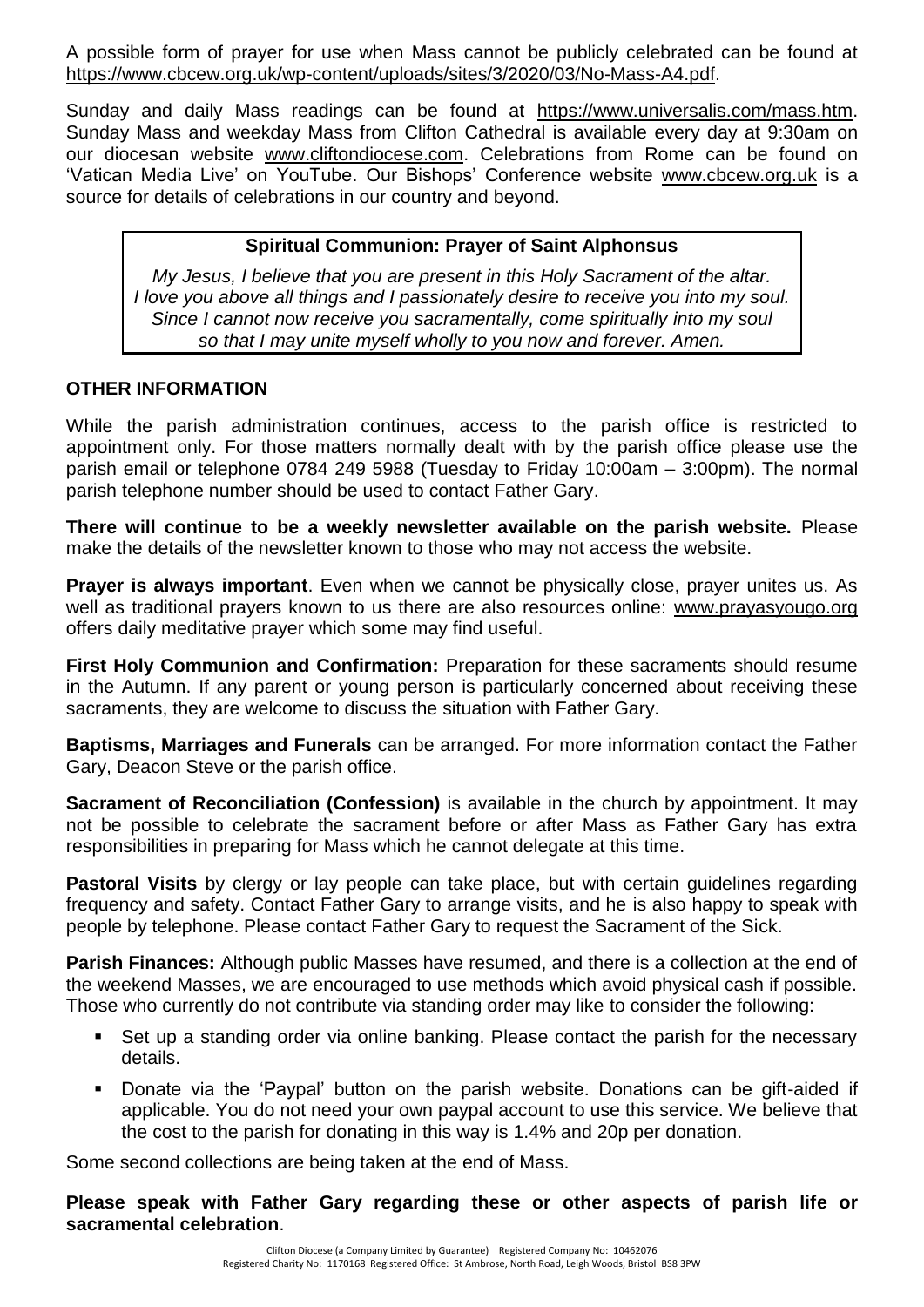A possible form of prayer for use when Mass cannot be publicly celebrated can be found at https://www.cbcew.org.uk/wp-content/uploads/sites/3/2020/03/No-Mass-A4.pdf.

Sunday and daily Mass readings can be found at https://www.universalis.com/mass.htm. Sunday Mass and weekday Mass from Clifton Cathedral is available every day at 9:30am on our diocesan website www.cliftondiocese.com. Celebrations from Rome can be found on 'Vatican Media Live' on YouTube. Our Bishops' Conference website www.cbcew.org.uk is a source for details of celebrations in our country and beyond.

**Spiritual Communion: Prayer of Saint Alphonsus**

*My Jesus, I believe that you are present in this Holy Sacrament of the altar.*
*I love you above all things and I passionately desire to receive you into my soul.*
*Since I cannot now receive you sacramentally, come spiritually into my soul*
*so that I may unite myself wholly to you now and forever. Amen.*

## OTHER INFORMATION

While the parish administration continues, access to the parish office is restricted to appointment only. For those matters normally dealt with by the parish office please use the parish email or telephone 0784 249 5988 (Tuesday to Friday 10:00am – 3:00pm). The normal parish telephone number should be used to contact Father Gary.

**There will continue to be a weekly newsletter available on the parish website.** Please make the details of the newsletter known to those who may not access the website.

**Prayer is always important**. Even when we cannot be physically close, prayer unites us. As well as traditional prayers known to us there are also resources online: www.prayasyougo.org offers daily meditative prayer which some may find useful.

**First Holy Communion and Confirmation:** Preparation for these sacraments should resume in the Autumn. If any parent or young person is particularly concerned about receiving these sacraments, they are welcome to discuss the situation with Father Gary.

**Baptisms, Marriages and Funerals** can be arranged. For more information contact the Father Gary, Deacon Steve or the parish office.

**Sacrament of Reconciliation (Confession)** is available in the church by appointment. It may not be possible to celebrate the sacrament before or after Mass as Father Gary has extra responsibilities in preparing for Mass which he cannot delegate at this time.

**Pastoral Visits** by clergy or lay people can take place, but with certain guidelines regarding frequency and safety. Contact Father Gary to arrange visits, and he is also happy to speak with people by telephone. Please contact Father Gary to request the Sacrament of the Sick.

**Parish Finances:** Although public Masses have resumed, and there is a collection at the end of the weekend Masses, we are encouraged to use methods which avoid physical cash if possible. Those who currently do not contribute via standing order may like to consider the following:

- Set up a standing order via online banking. Please contact the parish for the necessary details.
- Donate via the 'Paypal' button on the parish website. Donations can be gift-aided if applicable. You do not need your own paypal account to use this service. We believe that the cost to the parish for donating in this way is 1.4% and 20p per donation.

Some second collections are being taken at the end of Mass.

**Please speak with Father Gary regarding these or other aspects of parish life or sacramental celebration**.

Clifton Diocese (a Company Limited by Guarantee) Registered Company No: 10462076
Registered Charity No: 1170168 Registered Office: St Ambrose, North Road, Leigh Woods, Bristol BS8 3PW